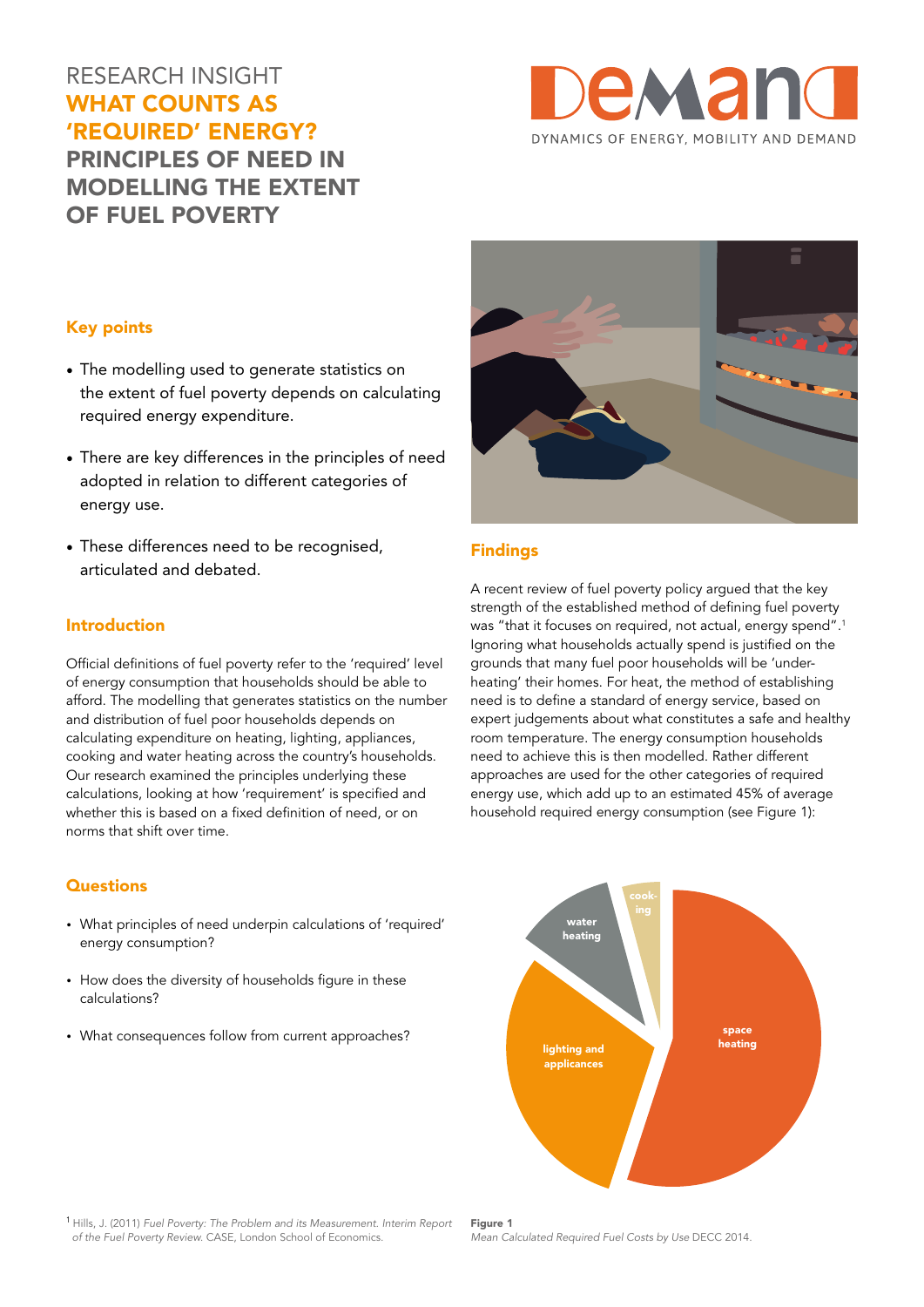# RESEARCH INSIGHT

# WHAT COUNTS AS 'REQUIRED' ENERGY? PRINCIPLES OF NEED IN MODELLING THE EXTENT OF FUEL POVERTY

DEMAND
DYNAMICS OF ENERGY, MOBILITY AND DEMAND

## Key points

- The modelling used to generate statistics on the extent of fuel poverty depends on calculating required energy expenditure.
- There are key differences in the principles of need adopted in relation to different categories of energy use.
- These differences need to be recognised, articulated and debated.

## Introduction

Official definitions of fuel poverty refer to the 'required' level of energy consumption that households should be able to afford. The modelling that generates statistics on the number and distribution of fuel poor households depends on calculating expenditure on heating, lighting, appliances, cooking and water heating across the country's households. Our research examined the principles underlying these calculations, looking at how 'requirement' is specified and whether this is based on a fixed definition of need, or on norms that shift over time.

## Questions

- What principles of need underpin calculations of 'required' energy consumption?
- How does the diversity of households figure in these calculations?
- What consequences follow from current approaches?

## Findings

A recent review of fuel poverty policy argued that the key strength of the established method of defining fuel poverty was "that it focuses on required, not actual, energy spend".[1] Ignoring what households actually spend is justified on the grounds that many fuel poor households will be 'under-heating' their homes. For heat, the method of establishing need is to define a standard of energy service, based on expert judgements about what constitutes a safe and healthy room temperature. The energy consumption households need to achieve this is then modelled. Rather different approaches are used for the other categories of required energy use, which add up to an estimated 45% of average household required energy consumption (see Figure 1):

space heating | lighting and applicances | water heating | cooking

**Figure 1**
*Mean Calculated Required Fuel Costs by Use* DECC 2014.

[1] Hills, J. (2011) *Fuel Poverty: The Problem and its Measurement. Interim Report of the Fuel Poverty Review.* CASE, London School of Economics.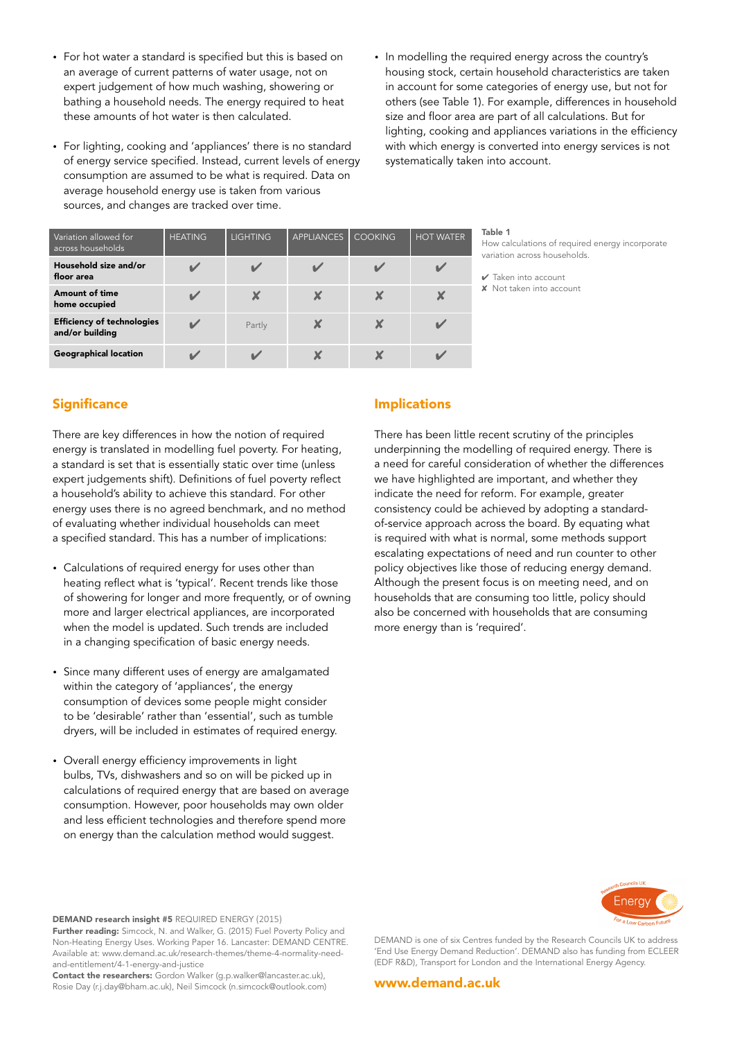- For hot water a standard is specified but this is based on an average of current patterns of water usage, not on expert judgement of how much washing, showering or bathing a household needs. The energy required to heat these amounts of hot water is then calculated.
- For lighting, cooking and 'appliances' there is no standard of energy service specified. Instead, current levels of energy consumption are assumed to be what is required. Data on average household energy use is taken from various sources, and changes are tracked over time.
- In modelling the required energy across the country's housing stock, certain household characteristics are taken in account for some categories of energy use, but not for others (see Table 1). For example, differences in household size and floor area are part of all calculations. But for lighting, cooking and appliances variations in the efficiency with which energy is converted into energy services is not systematically taken into account.

| Variation allowed for across households | HEATING | LIGHTING | APPLIANCES | COOKING | HOT WATER |
|---|---|---|---|---|---|
| **Household size and/or floor area** | ✔ | ✔ | ✔ | ✔ | ✔ |
| **Amount of time home occupied** | ✔ | ✘ | ✘ | ✘ | ✘ |
| **Efficiency of technologies and/or building** | ✔ | Partly | ✘ | ✘ | ✔ |
| **Geographical location** | ✔ | ✔ | ✘ | ✘ | ✔ |

**Table 1**
How calculations of required energy incorporate variation across households.

✔ Taken into account
✘ Not taken into account

## Significance

There are key differences in how the notion of required energy is translated in modelling fuel poverty. For heating, a standard is set that is essentially static over time (unless expert judgements shift). Definitions of fuel poverty reflect a household's ability to achieve this standard. For other energy uses there is no agreed benchmark, and no method of evaluating whether individual households can meet a specified standard. This has a number of implications:

- Calculations of required energy for uses other than heating reflect what is 'typical'. Recent trends like those of showering for longer and more frequently, or of owning more and larger electrical appliances, are incorporated when the model is updated. Such trends are included in a changing specification of basic energy needs.
- Since many different uses of energy are amalgamated within the category of 'appliances', the energy consumption of devices some people might consider to be 'desirable' rather than 'essential', such as tumble dryers, will be included in estimates of required energy.
- Overall energy efficiency improvements in light bulbs, TVs, dishwashers and so on will be picked up in calculations of required energy that are based on average consumption. However, poor households may own older and less efficient technologies and therefore spend more on energy than the calculation method would suggest.

## Implications

There has been little recent scrutiny of the principles underpinning the modelling of required energy. There is a need for careful consideration of whether the differences we have highlighted are important, and whether they indicate the need for reform. For example, greater consistency could be achieved by adopting a standard-of-service approach across the board. By equating what is required with what is normal, some methods support escalating expectations of need and run counter to other policy objectives like those of reducing energy demand. Although the present focus is on meeting need, and on households that are consuming too little, policy should also be concerned with households that are consuming more energy than is 'required'.

**DEMAND research insight #5** REQUIRED ENERGY (2015)
**Further reading:** Simcock, N. and Walker, G. (2015) Fuel Poverty Policy and Non-Heating Energy Uses. Working Paper 16. Lancaster: DEMAND CENTRE. Available at: www.demand.ac.uk/research-themes/theme-4-normality-need-and-entitlement/4-1-energy-and-justice
**Contact the researchers:** Gordon Walker (g.p.walker@lancaster.ac.uk), Rosie Day (r.j.day@bham.ac.uk), Neil Simcock (n.simcock@outlook.com)

Research Councils UK Energy For a Low Carbon Future

DEMAND is one of six Centres funded by the Research Councils UK to address 'End Use Energy Demand Reduction'. DEMAND also has funding from ECLEER (EDF R&D), Transport for London and the International Energy Agency.

**www.demand.ac.uk**